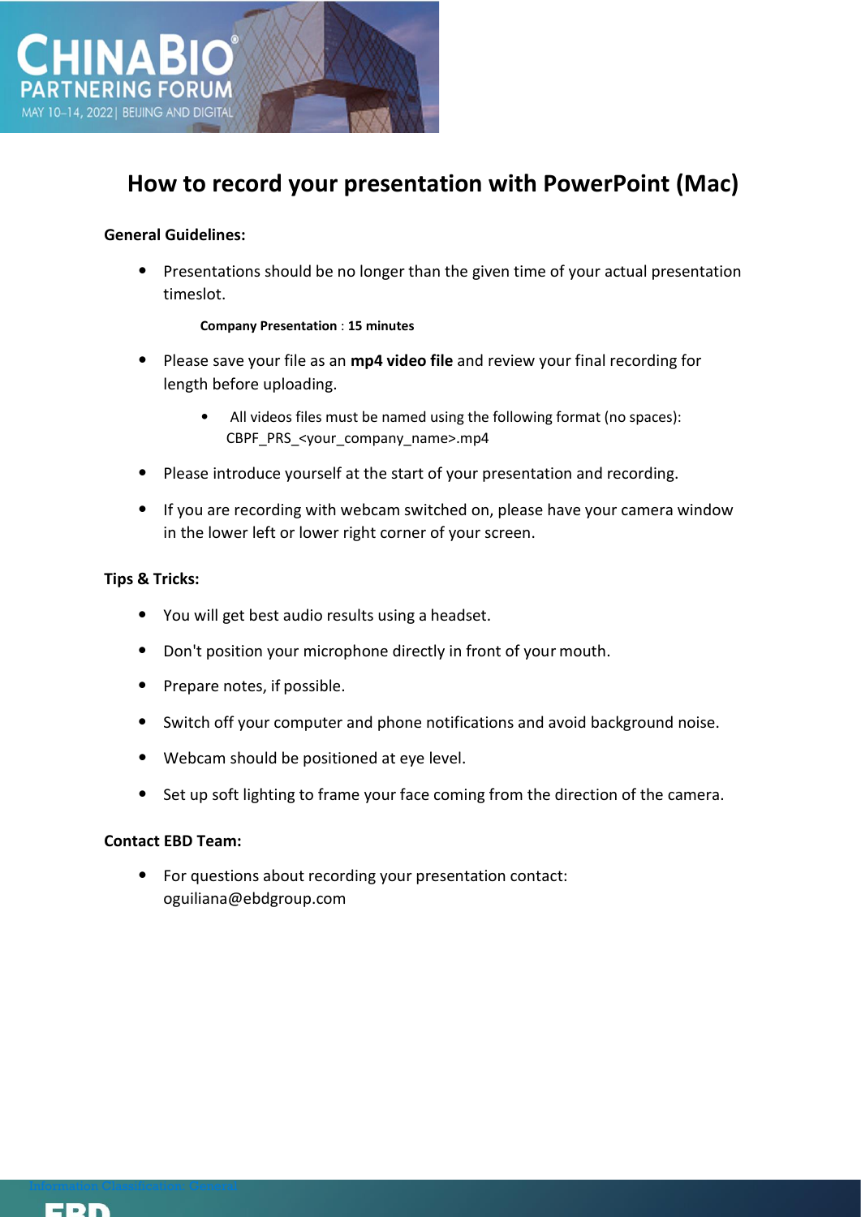# How to record your presentation with PowerPoint (Mac)

**General Guidelines:**

- Presentations should be no longer than the given time of your actual presentation timeslot.

  **Company Presentation** : **15 minutes**

- Please save your file as an **mp4 video file** and review your final recording for length before uploading.
  - All videos files must be named using the following format (no spaces): CBPF_PRS_<your_company_name>.mp4
- Please introduce yourself at the start of your presentation and recording.
- If you are recording with webcam switched on, please have your camera window in the lower left or lower right corner of your screen.

**Tips & Tricks:**

- You will get best audio results using a headset.
- Don't position your microphone directly in front of your mouth.
- Prepare notes, if possible.
- Switch off your computer and phone notifications and avoid background noise.
- Webcam should be positioned at eye level.
- Set up soft lighting to frame your face coming from the direction of the camera.

**Contact EBD Team:**

- For questions about recording your presentation contact: oguiliana@ebdgroup.com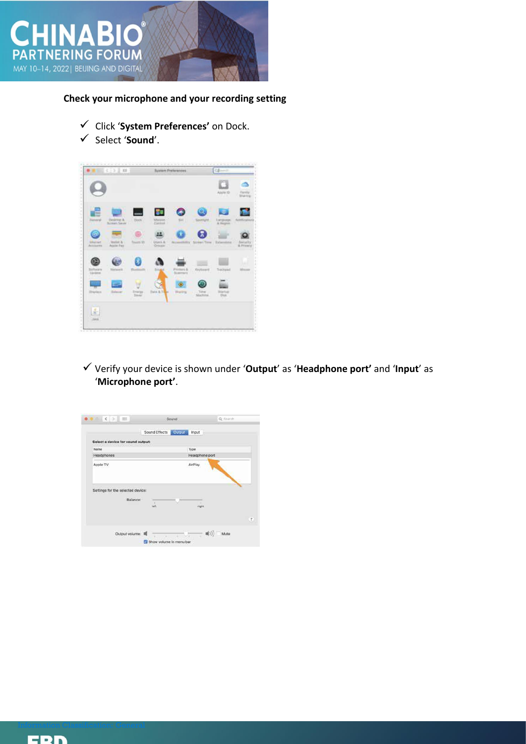**Check your microphone and your recording setting**

- ✓ Click '**System Preferences'** on Dock.
- ✓ Select '**Sound**'.

- ✓ Verify your device is shown under '**Output**' as '**Headphone port'** and '**Input**' as '**Microphone port'**.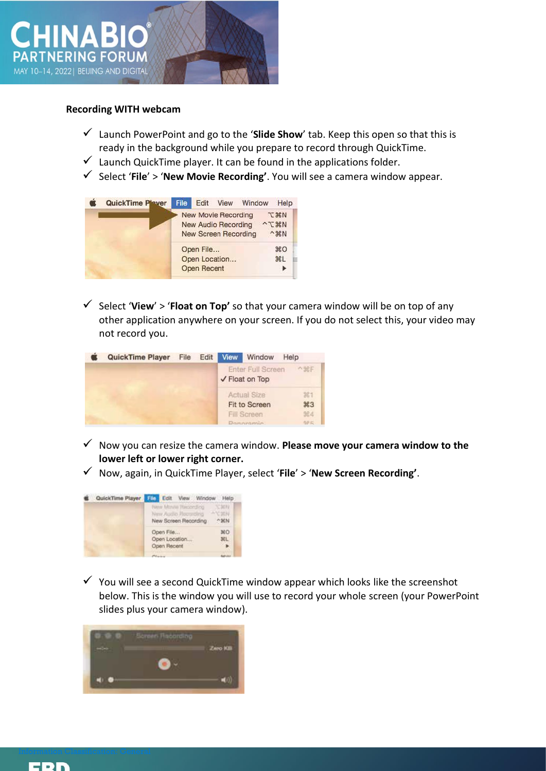**Recording WITH webcam**

- ✓ Launch PowerPoint and go to the '**Slide Show**' tab. Keep this open so that this is ready in the background while you prepare to record through QuickTime.
- ✓ Launch QuickTime player. It can be found in the applications folder.
- ✓ Select '**File**' > '**New Movie Recording'**. You will see a camera window appear.

- ✓ Select '**View**' > '**Float on Top'** so that your camera window will be on top of any other application anywhere on your screen. If you do not select this, your video may not record you.

- ✓ Now you can resize the camera window. **Please move your camera window to the lower left or lower right corner.**
- ✓ Now, again, in QuickTime Player, select '**File**' > '**New Screen Recording'**.

- ✓ You will see a second QuickTime window appear which looks like the screenshot below. This is the window you will use to record your whole screen (your PowerPoint slides plus your camera window).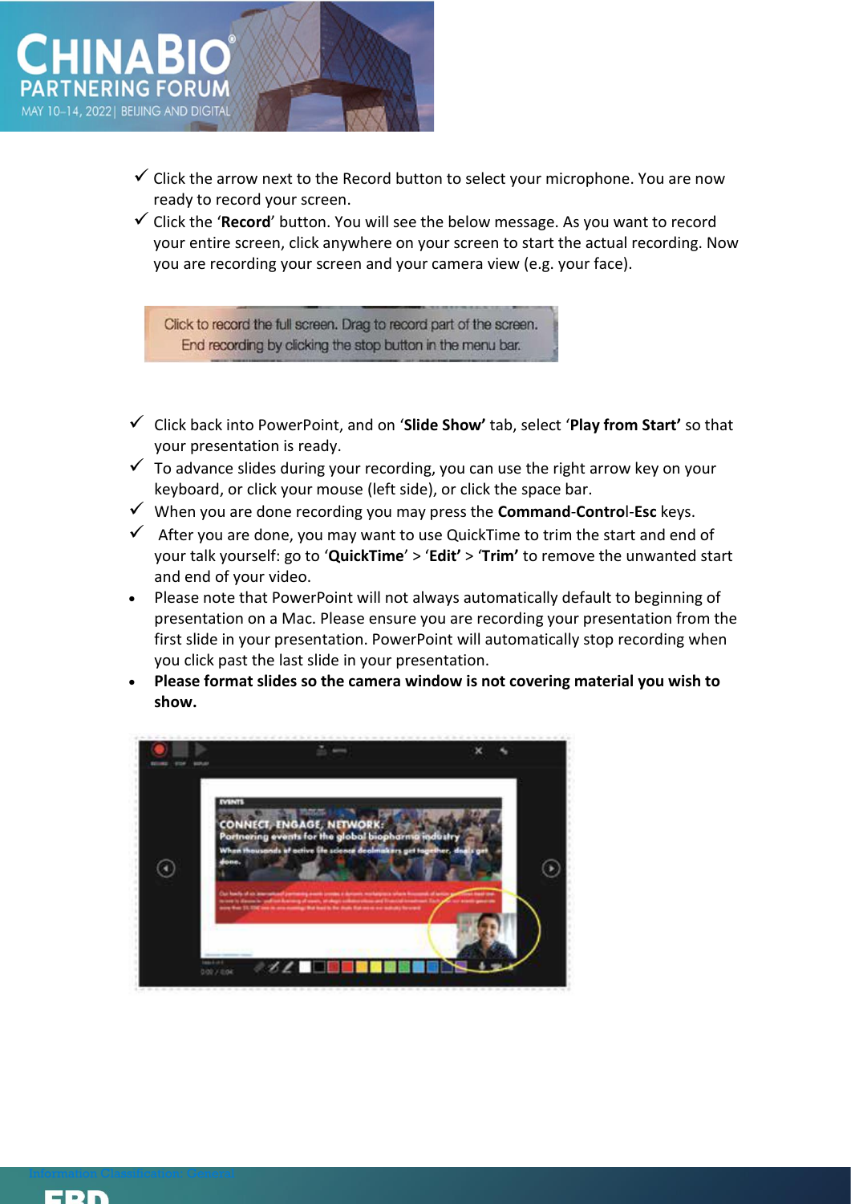- ✓ Click the arrow next to the Record button to select your microphone. You are now ready to record your screen.
- ✓ Click the '**Record**' button. You will see the below message. As you want to record your entire screen, click anywhere on your screen to start the actual recording. Now you are recording your screen and your camera view (e.g. your face).

Click to record the full screen. Drag to record part of the screen.
End recording by clicking the stop button in the menu bar.

- ✓ Click back into PowerPoint, and on '**Slide Show'** tab, select '**Play from Start'** so that your presentation is ready.
- ✓ To advance slides during your recording, you can use the right arrow key on your keyboard, or click your mouse (left side), or click the space bar.
- ✓ When you are done recording you may press the **Command**-**Control**-**Esc** keys.
- ✓ After you are done, you may want to use QuickTime to trim the start and end of your talk yourself: go to '**QuickTime**' > '**Edit'** > '**Trim'** to remove the unwanted start and end of your video.
- Please note that PowerPoint will not always automatically default to beginning of presentation on a Mac. Please ensure you are recording your presentation from the first slide in your presentation. PowerPoint will automatically stop recording when you click past the last slide in your presentation.
- **Please format slides so the camera window is not covering material you wish to show.**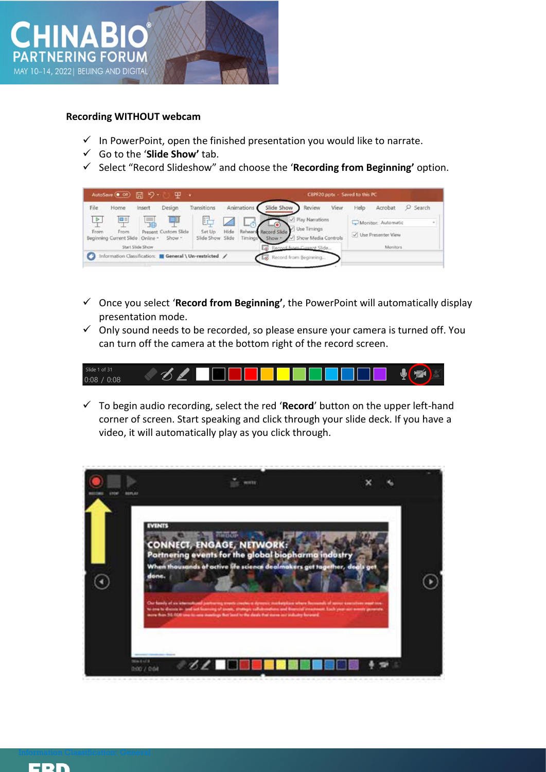**Recording WITHOUT webcam**

- ✓ In PowerPoint, open the finished presentation you would like to narrate.
- ✓ Go to the '**Slide Show'** tab.
- ✓ Select "Record Slideshow" and choose the '**Recording from Beginning'** option.

- ✓ Once you select '**Record from Beginning'**, the PowerPoint will automatically display presentation mode.
- ✓ Only sound needs to be recorded, so please ensure your camera is turned off. You can turn off the camera at the bottom right of the record screen.

- ✓ To begin audio recording, select the red '**Record**' button on the upper left-hand corner of screen. Start speaking and click through your slide deck. If you have a video, it will automatically play as you click through.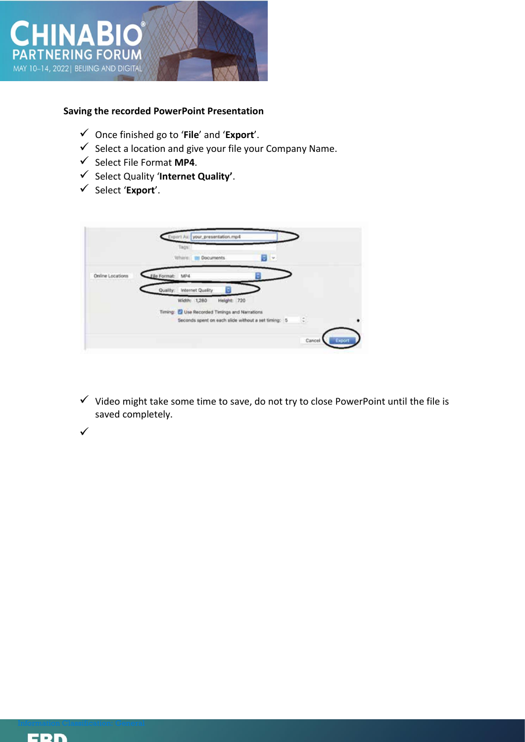**Saving the recorded PowerPoint Presentation**

- ✓ Once finished go to '**File**' and '**Export**'.
- ✓ Select a location and give your file your Company Name.
- ✓ Select File Format **MP4**.
- ✓ Select Quality '**Internet Quality'**.
- ✓ Select '**Export**'.

Export As: your_presentation.mp4
Tags:
Where: Documents
Online Locations
File Format: MP4
Quality: Internet Quality
Width: 1,280 Height: 720
Timing: Use Recorded Timings and Narrations
Seconds spent on each slide without a set timing: 5
Cancel Export

- ✓ Video might take some time to save, do not try to close PowerPoint until the file is saved completely.
- ✓